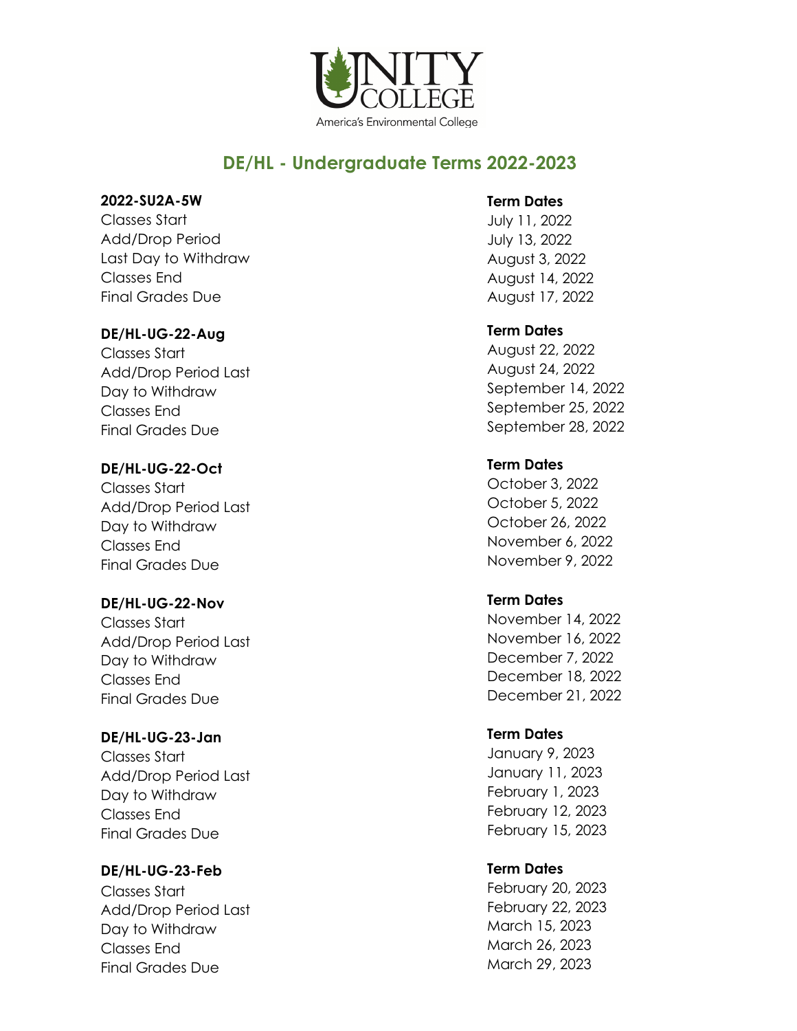Unity College
America's Environmental College

# DE/HL - Undergraduate Terms 2022-2023

| 2022-SU2A-5W | Term Dates |
|---|---|
| Classes Start | July 11, 2022 |
| Add/Drop Period | July 13, 2022 |
| Last Day to Withdraw | August 3, 2022 |
| Classes End | August 14, 2022 |
| Final Grades Due | August 17, 2022 |

| DE/HL-UG-22-Aug | Term Dates |
|---|---|
| Classes Start | August 22, 2022 |
| Add/Drop Period | August 24, 2022 |
| Last Day to Withdraw | September 14, 2022 |
| Classes End | September 25, 2022 |
| Final Grades Due | September 28, 2022 |

| DE/HL-UG-22-Oct | Term Dates |
|---|---|
| Classes Start | October 3, 2022 |
| Add/Drop Period | October 5, 2022 |
| Last Day to Withdraw | October 26, 2022 |
| Classes End | November 6, 2022 |
| Final Grades Due | November 9, 2022 |

| DE/HL-UG-22-Nov | Term Dates |
|---|---|
| Classes Start | November 14, 2022 |
| Add/Drop Period | November 16, 2022 |
| Last Day to Withdraw | December 7, 2022 |
| Classes End | December 18, 2022 |
| Final Grades Due | December 21, 2022 |

| DE/HL-UG-23-Jan | Term Dates |
|---|---|
| Classes Start | January 9, 2023 |
| Add/Drop Period | January 11, 2023 |
| Last Day to Withdraw | February 1, 2023 |
| Classes End | February 12, 2023 |
| Final Grades Due | February 15, 2023 |

| DE/HL-UG-23-Feb | Term Dates |
|---|---|
| Classes Start | February 20, 2023 |
| Add/Drop Period | February 22, 2023 |
| Last Day to Withdraw | March 15, 2023 |
| Classes End | March 26, 2023 |
| Final Grades Due | March 29, 2023 |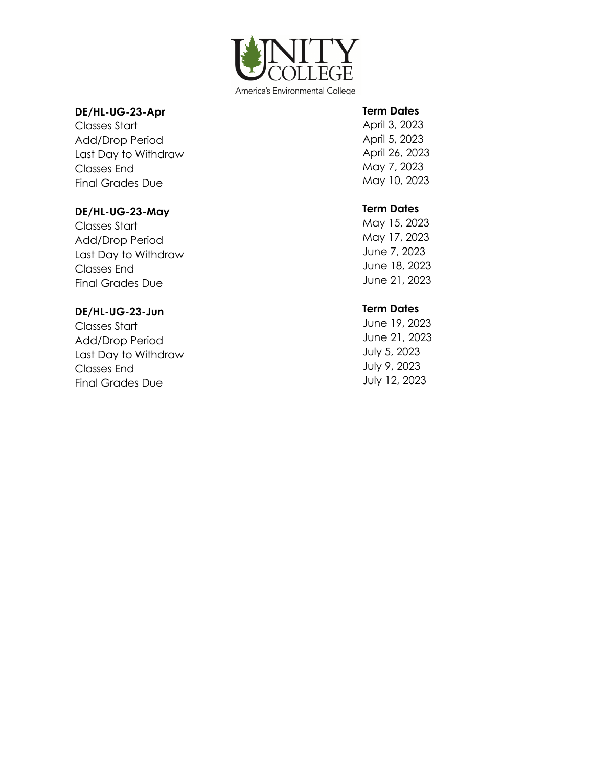Unity College

America's Environmental College

| DE/HL-UG-23-Apr | Term Dates |
| --- | --- |
| Classes Start | April 3, 2023 |
| Add/Drop Period | April 5, 2023 |
| Last Day to Withdraw | April 26, 2023 |
| Classes End | May 7, 2023 |
| Final Grades Due | May 10, 2023 |

| DE/HL-UG-23-May | Term Dates |
| --- | --- |
| Classes Start | May 15, 2023 |
| Add/Drop Period | May 17, 2023 |
| Last Day to Withdraw | June 7, 2023 |
| Classes End | June 18, 2023 |
| Final Grades Due | June 21, 2023 |

| DE/HL-UG-23-Jun | Term Dates |
| --- | --- |
| Classes Start | June 19, 2023 |
| Add/Drop Period | June 21, 2023 |
| Last Day to Withdraw | July 5, 2023 |
| Classes End | July 9, 2023 |
| Final Grades Due | July 12, 2023 |